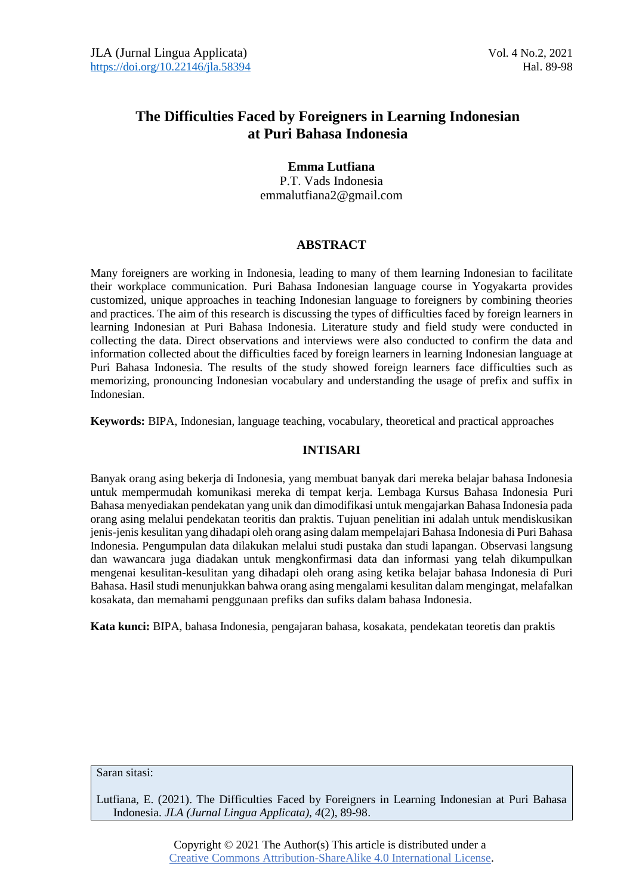# The Difficulties Faced by Foreigners in Learning Indonesian at Puri Bahasa Indonesia

**Emma Lutfiana**
P.T. Vads Indonesia
emmalutfiana2@gmail.com

## ABSTRACT

Many foreigners are working in Indonesia, leading to many of them learning Indonesian to facilitate their workplace communication. Puri Bahasa Indonesian language course in Yogyakarta provides customized, unique approaches in teaching Indonesian language to foreigners by combining theories and practices. The aim of this research is discussing the types of difficulties faced by foreign learners in learning Indonesian at Puri Bahasa Indonesia. Literature study and field study were conducted in collecting the data. Direct observations and interviews were also conducted to confirm the data and information collected about the difficulties faced by foreign learners in learning Indonesian language at Puri Bahasa Indonesia. The results of the study showed foreign learners face difficulties such as memorizing, pronouncing Indonesian vocabulary and understanding the usage of prefix and suffix in Indonesian.

**Keywords:** BIPA, Indonesian, language teaching, vocabulary, theoretical and practical approaches

## INTISARI

Banyak orang asing bekerja di Indonesia, yang membuat banyak dari mereka belajar bahasa Indonesia untuk mempermudah komunikasi mereka di tempat kerja. Lembaga Kursus Bahasa Indonesia Puri Bahasa menyediakan pendekatan yang unik dan dimodifikasi untuk mengajarkan Bahasa Indonesia pada orang asing melalui pendekatan teoritis dan praktis. Tujuan penelitian ini adalah untuk mendiskusikan jenis-jenis kesulitan yang dihadapi oleh orang asing dalam mempelajari Bahasa Indonesia di Puri Bahasa Indonesia. Pengumpulan data dilakukan melalui studi pustaka dan studi lapangan. Observasi langsung dan wawancara juga diadakan untuk mengkonfirmasi data dan informasi yang telah dikumpulkan mengenai kesulitan-kesulitan yang dihadapi oleh orang asing ketika belajar bahasa Indonesia di Puri Bahasa. Hasil studi menunjukkan bahwa orang asing mengalami kesulitan dalam mengingat, melafalkan kosakata, dan memahami penggunaan prefiks dan sufiks dalam bahasa Indonesia.

**Kata kunci:** BIPA, bahasa Indonesia, pengajaran bahasa, kosakata, pendekatan teoretis dan praktis

Saran sitasi:

Lutfiana, E. (2021). The Difficulties Faced by Foreigners in Learning Indonesian at Puri Bahasa Indonesia. *JLA (Jurnal Lingua Applicata)*, *4*(2), 89-98.

Copyright © 2021 The Author(s) This article is distributed under a Creative Commons Attribution-ShareAlike 4.0 International License.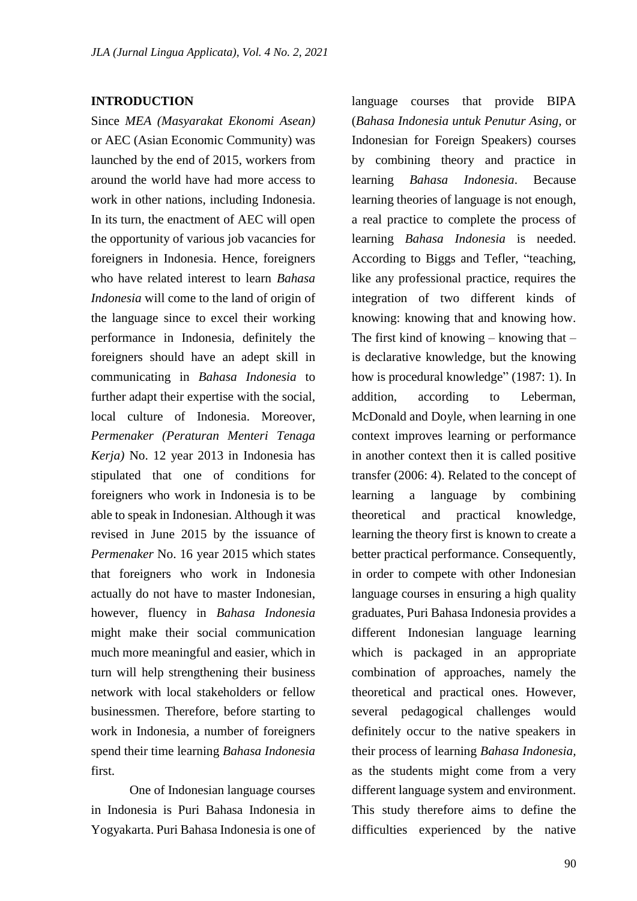## INTRODUCTION

Since *MEA (Masyarakat Ekonomi Asean)* or AEC (Asian Economic Community) was launched by the end of 2015, workers from around the world have had more access to work in other nations, including Indonesia. In its turn, the enactment of AEC will open the opportunity of various job vacancies for foreigners in Indonesia. Hence, foreigners who have related interest to learn *Bahasa Indonesia* will come to the land of origin of the language since to excel their working performance in Indonesia, definitely the foreigners should have an adept skill in communicating in *Bahasa Indonesia* to further adapt their expertise with the social, local culture of Indonesia. Moreover, *Permenaker (Peraturan Menteri Tenaga Kerja)* No. 12 year 2013 in Indonesia has stipulated that one of conditions for foreigners who work in Indonesia is to be able to speak in Indonesian. Although it was revised in June 2015 by the issuance of *Permenaker* No. 16 year 2015 which states that foreigners who work in Indonesia actually do not have to master Indonesian, however, fluency in *Bahasa Indonesia* might make their social communication much more meaningful and easier, which in turn will help strengthening their business network with local stakeholders or fellow businessmen. Therefore, before starting to work in Indonesia, a number of foreigners spend their time learning *Bahasa Indonesia* first.

One of Indonesian language courses in Indonesia is Puri Bahasa Indonesia in Yogyakarta. Puri Bahasa Indonesia is one of language courses that provide BIPA (*Bahasa Indonesia untuk Penutur Asing*, or Indonesian for Foreign Speakers) courses by combining theory and practice in learning *Bahasa Indonesia*. Because learning theories of language is not enough, a real practice to complete the process of learning *Bahasa Indonesia* is needed. According to Biggs and Tefler, "teaching, like any professional practice, requires the integration of two different kinds of knowing: knowing that and knowing how. The first kind of knowing – knowing that – is declarative knowledge, but the knowing how is procedural knowledge" (1987: 1). In addition, according to Leberman, McDonald and Doyle, when learning in one context improves learning or performance in another context then it is called positive transfer (2006: 4). Related to the concept of learning a language by combining theoretical and practical knowledge, learning the theory first is known to create a better practical performance. Consequently, in order to compete with other Indonesian language courses in ensuring a high quality graduates, Puri Bahasa Indonesia provides a different Indonesian language learning which is packaged in an appropriate combination of approaches, namely the theoretical and practical ones. However, several pedagogical challenges would definitely occur to the native speakers in their process of learning *Bahasa Indonesia*, as the students might come from a very different language system and environment. This study therefore aims to define the difficulties experienced by the native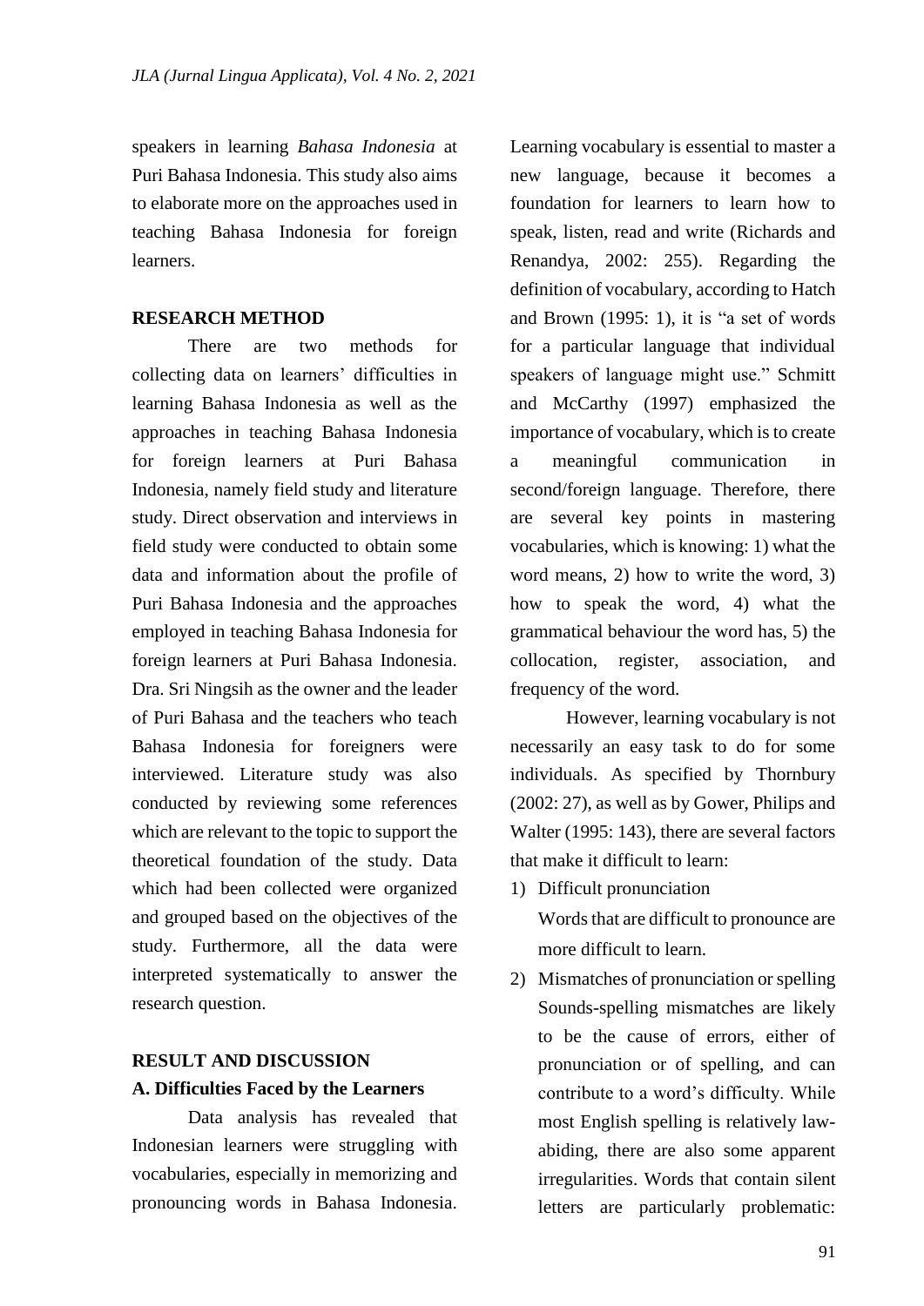speakers in learning *Bahasa Indonesia* at Puri Bahasa Indonesia. This study also aims to elaborate more on the approaches used in teaching Bahasa Indonesia for foreign learners.

## RESEARCH METHOD

There are two methods for collecting data on learners' difficulties in learning Bahasa Indonesia as well as the approaches in teaching Bahasa Indonesia for foreign learners at Puri Bahasa Indonesia, namely field study and literature study. Direct observation and interviews in field study were conducted to obtain some data and information about the profile of Puri Bahasa Indonesia and the approaches employed in teaching Bahasa Indonesia for foreign learners at Puri Bahasa Indonesia. Dra. Sri Ningsih as the owner and the leader of Puri Bahasa and the teachers who teach Bahasa Indonesia for foreigners were interviewed. Literature study was also conducted by reviewing some references which are relevant to the topic to support the theoretical foundation of the study. Data which had been collected were organized and grouped based on the objectives of the study. Furthermore, all the data were interpreted systematically to answer the research question.

## RESULT AND DISCUSSION

### A. Difficulties Faced by the Learners

Data analysis has revealed that Indonesian learners were struggling with vocabularies, especially in memorizing and pronouncing words in Bahasa Indonesia. Learning vocabulary is essential to master a new language, because it becomes a foundation for learners to learn how to speak, listen, read and write (Richards and Renandya, 2002: 255). Regarding the definition of vocabulary, according to Hatch and Brown (1995: 1), it is "a set of words for a particular language that individual speakers of language might use." Schmitt and McCarthy (1997) emphasized the importance of vocabulary, which is to create a meaningful communication in second/foreign language. Therefore, there are several key points in mastering vocabularies, which is knowing: 1) what the word means, 2) how to write the word, 3) how to speak the word, 4) what the grammatical behaviour the word has, 5) the collocation, register, association, and frequency of the word.

However, learning vocabulary is not necessarily an easy task to do for some individuals. As specified by Thornbury (2002: 27), as well as by Gower, Philips and Walter (1995: 143), there are several factors that make it difficult to learn:

1) Difficult pronunciation
   Words that are difficult to pronounce are more difficult to learn.
2) Mismatches of pronunciation or spelling
   Sounds-spelling mismatches are likely to be the cause of errors, either of pronunciation or of spelling, and can contribute to a word's difficulty. While most English spelling is relatively law-abiding, there are also some apparent irregularities. Words that contain silent letters are particularly problematic: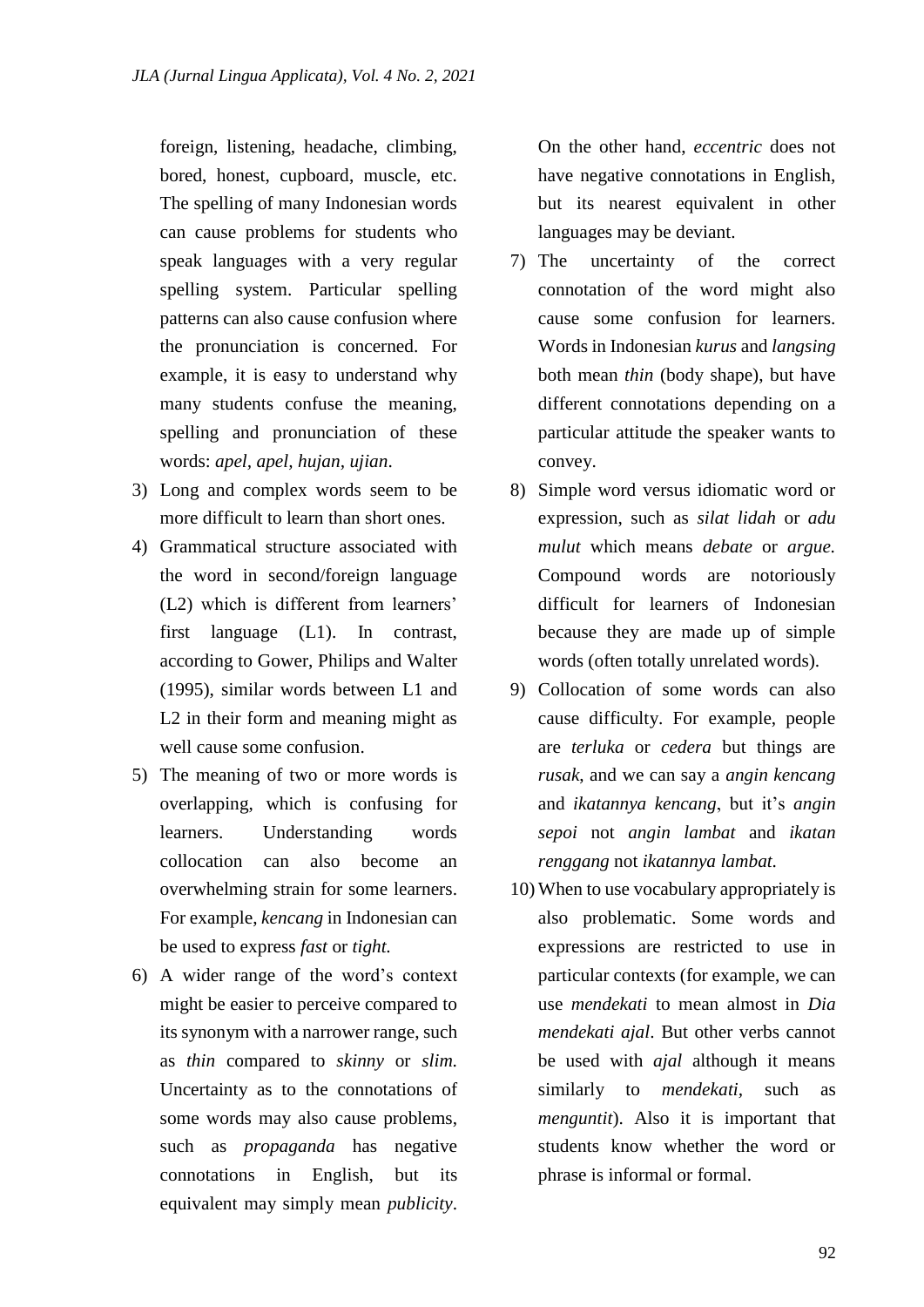foreign, listening, headache, climbing, bored, honest, cupboard, muscle, etc. The spelling of many Indonesian words can cause problems for students who speak languages with a very regular spelling system. Particular spelling patterns can also cause confusion where the pronunciation is concerned. For example, it is easy to understand why many students confuse the meaning, spelling and pronunciation of these words: *apel*, *apel*, *hujan*, *ujian*.

3) Long and complex words seem to be more difficult to learn than short ones.
4) Grammatical structure associated with the word in second/foreign language (L2) which is different from learners' first language (L1). In contrast, according to Gower, Philips and Walter (1995), similar words between L1 and L2 in their form and meaning might as well cause some confusion.
5) The meaning of two or more words is overlapping, which is confusing for learners. Understanding words collocation can also become an overwhelming strain for some learners. For example, *kencang* in Indonesian can be used to express *fast* or *tight.*
6) A wider range of the word's context might be easier to perceive compared to its synonym with a narrower range, such as *thin* compared to *skinny* or *slim.* Uncertainty as to the connotations of some words may also cause problems, such as *propaganda* has negative connotations in English, but its equivalent may simply mean *publicity*. On the other hand, *eccentric* does not have negative connotations in English, but its nearest equivalent in other languages may be deviant.
7) The uncertainty of the correct connotation of the word might also cause some confusion for learners. Words in Indonesian *kurus* and *langsing* both mean *thin* (body shape), but have different connotations depending on a particular attitude the speaker wants to convey.
8) Simple word versus idiomatic word or expression, such as *silat lidah* or *adu mulut* which means *debate* or *argue.* Compound words are notoriously difficult for learners of Indonesian because they are made up of simple words (often totally unrelated words).
9) Collocation of some words can also cause difficulty. For example, people are *terluka* or *cedera* but things are *rusak*, and we can say a *angin kencang* and *ikatannya kencang*, but it's *angin sepoi* not *angin lambat* and *ikatan renggang* not *ikatannya lambat.*
10) When to use vocabulary appropriately is also problematic. Some words and expressions are restricted to use in particular contexts (for example, we can use *mendekati* to mean almost in *Dia mendekati ajal*. But other verbs cannot be used with *ajal* although it means similarly to *mendekati*, such as *menguntit*). Also it is important that students know whether the word or phrase is informal or formal.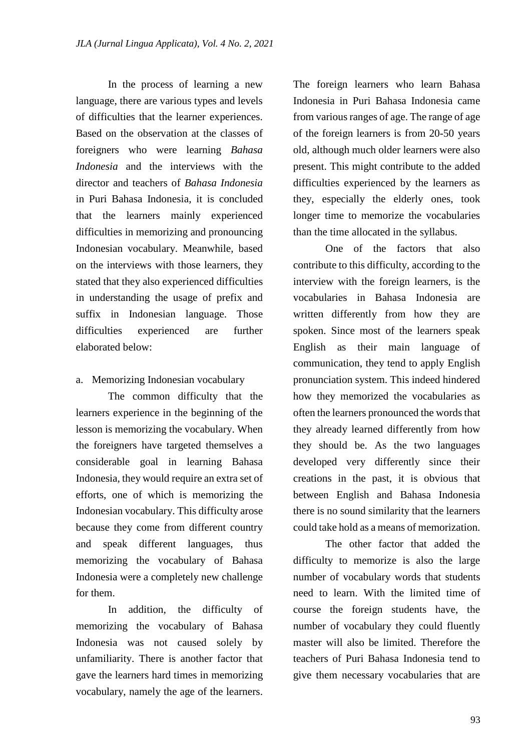In the process of learning a new language, there are various types and levels of difficulties that the learner experiences. Based on the observation at the classes of foreigners who were learning *Bahasa Indonesia* and the interviews with the director and teachers of *Bahasa Indonesia* in Puri Bahasa Indonesia, it is concluded that the learners mainly experienced difficulties in memorizing and pronouncing Indonesian vocabulary. Meanwhile, based on the interviews with those learners, they stated that they also experienced difficulties in understanding the usage of prefix and suffix in Indonesian language. Those difficulties experienced are further elaborated below:

a. Memorizing Indonesian vocabulary

The common difficulty that the learners experience in the beginning of the lesson is memorizing the vocabulary. When the foreigners have targeted themselves a considerable goal in learning Bahasa Indonesia, they would require an extra set of efforts, one of which is memorizing the Indonesian vocabulary. This difficulty arose because they come from different country and speak different languages, thus memorizing the vocabulary of Bahasa Indonesia were a completely new challenge for them.

In addition, the difficulty of memorizing the vocabulary of Bahasa Indonesia was not caused solely by unfamiliarity. There is another factor that gave the learners hard times in memorizing vocabulary, namely the age of the learners. The foreign learners who learn Bahasa Indonesia in Puri Bahasa Indonesia came from various ranges of age. The range of age of the foreign learners is from 20-50 years old, although much older learners were also present. This might contribute to the added difficulties experienced by the learners as they, especially the elderly ones, took longer time to memorize the vocabularies than the time allocated in the syllabus.

One of the factors that also contribute to this difficulty, according to the interview with the foreign learners, is the vocabularies in Bahasa Indonesia are written differently from how they are spoken. Since most of the learners speak English as their main language of communication, they tend to apply English pronunciation system. This indeed hindered how they memorized the vocabularies as often the learners pronounced the words that they already learned differently from how they should be. As the two languages developed very differently since their creations in the past, it is obvious that between English and Bahasa Indonesia there is no sound similarity that the learners could take hold as a means of memorization.

The other factor that added the difficulty to memorize is also the large number of vocabulary words that students need to learn. With the limited time of course the foreign students have, the number of vocabulary they could fluently master will also be limited. Therefore the teachers of Puri Bahasa Indonesia tend to give them necessary vocabularies that are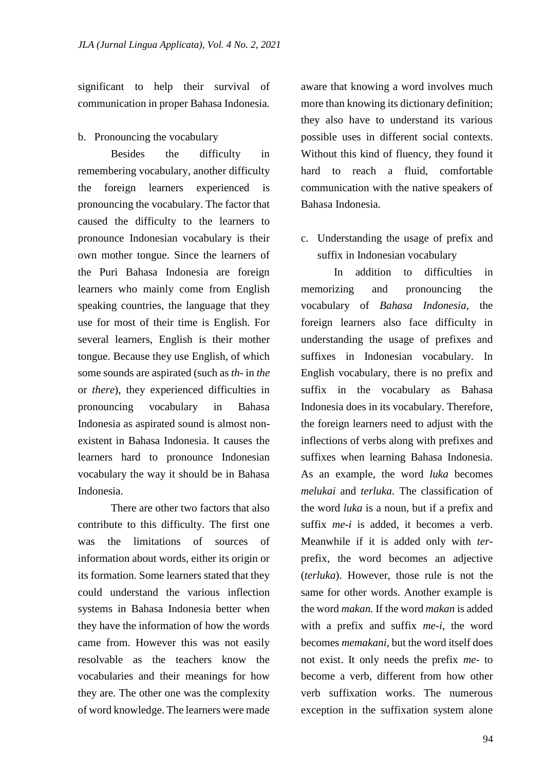significant to help their survival of communication in proper Bahasa Indonesia.

b. Pronouncing the vocabulary

Besides the difficulty in remembering vocabulary, another difficulty the foreign learners experienced is pronouncing the vocabulary. The factor that caused the difficulty to the learners to pronounce Indonesian vocabulary is their own mother tongue. Since the learners of the Puri Bahasa Indonesia are foreign learners who mainly come from English speaking countries, the language that they use for most of their time is English. For several learners, English is their mother tongue. Because they use English, of which some sounds are aspirated (such as *th-* in *the* or *there*), they experienced difficulties in pronouncing vocabulary in Bahasa Indonesia as aspirated sound is almost non-existent in Bahasa Indonesia. It causes the learners hard to pronounce Indonesian vocabulary the way it should be in Bahasa Indonesia.

There are other two factors that also contribute to this difficulty. The first one was the limitations of sources of information about words, either its origin or its formation. Some learners stated that they could understand the various inflection systems in Bahasa Indonesia better when they have the information of how the words came from. However this was not easily resolvable as the teachers know the vocabularies and their meanings for how they are. The other one was the complexity of word knowledge. The learners were made aware that knowing a word involves much more than knowing its dictionary definition; they also have to understand its various possible uses in different social contexts. Without this kind of fluency, they found it hard to reach a fluid, comfortable communication with the native speakers of Bahasa Indonesia.

c. Understanding the usage of prefix and suffix in Indonesian vocabulary

In addition to difficulties in memorizing and pronouncing the vocabulary of *Bahasa Indonesia*, the foreign learners also face difficulty in understanding the usage of prefixes and suffixes in Indonesian vocabulary. In English vocabulary, there is no prefix and suffix in the vocabulary as Bahasa Indonesia does in its vocabulary. Therefore, the foreign learners need to adjust with the inflections of verbs along with prefixes and suffixes when learning Bahasa Indonesia. As an example, the word *luka* becomes *melukai* and *terluka*. The classification of the word *luka* is a noun, but if a prefix and suffix *me-i* is added, it becomes a verb. Meanwhile if it is added only with *ter-* prefix, the word becomes an adjective (*terluka*). However, those rule is not the same for other words. Another example is the word *makan.* If the word *makan* is added with a prefix and suffix *me-i*, the word becomes *memakani,* but the word itself does not exist. It only needs the prefix *me-* to become a verb, different from how other verb suffixation works. The numerous exception in the suffixation system alone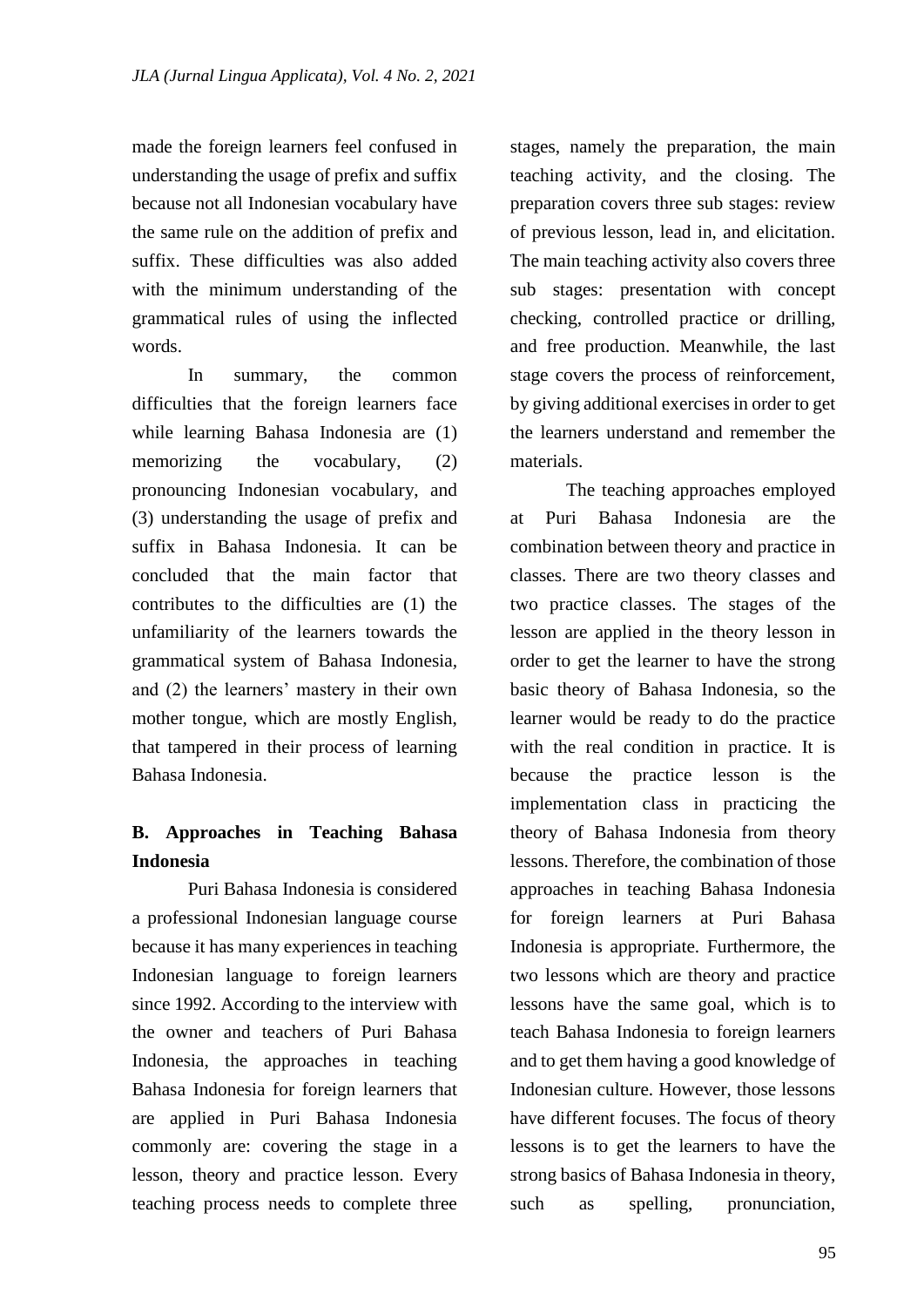made the foreign learners feel confused in understanding the usage of prefix and suffix because not all Indonesian vocabulary have the same rule on the addition of prefix and suffix. These difficulties was also added with the minimum understanding of the grammatical rules of using the inflected words.

In summary, the common difficulties that the foreign learners face while learning Bahasa Indonesia are (1) memorizing the vocabulary, (2) pronouncing Indonesian vocabulary, and (3) understanding the usage of prefix and suffix in Bahasa Indonesia. It can be concluded that the main factor that contributes to the difficulties are (1) the unfamiliarity of the learners towards the grammatical system of Bahasa Indonesia, and (2) the learners' mastery in their own mother tongue, which are mostly English, that tampered in their process of learning Bahasa Indonesia.

## B. Approaches in Teaching Bahasa Indonesia

Puri Bahasa Indonesia is considered a professional Indonesian language course because it has many experiences in teaching Indonesian language to foreign learners since 1992. According to the interview with the owner and teachers of Puri Bahasa Indonesia, the approaches in teaching Bahasa Indonesia for foreign learners that are applied in Puri Bahasa Indonesia commonly are: covering the stage in a lesson, theory and practice lesson. Every teaching process needs to complete three stages, namely the preparation, the main teaching activity, and the closing. The preparation covers three sub stages: review of previous lesson, lead in, and elicitation. The main teaching activity also covers three sub stages: presentation with concept checking, controlled practice or drilling, and free production. Meanwhile, the last stage covers the process of reinforcement, by giving additional exercises in order to get the learners understand and remember the materials.

The teaching approaches employed at Puri Bahasa Indonesia are the combination between theory and practice in classes. There are two theory classes and two practice classes. The stages of the lesson are applied in the theory lesson in order to get the learner to have the strong basic theory of Bahasa Indonesia, so the learner would be ready to do the practice with the real condition in practice. It is because the practice lesson is the implementation class in practicing the theory of Bahasa Indonesia from theory lessons. Therefore, the combination of those approaches in teaching Bahasa Indonesia for foreign learners at Puri Bahasa Indonesia is appropriate. Furthermore, the two lessons which are theory and practice lessons have the same goal, which is to teach Bahasa Indonesia to foreign learners and to get them having a good knowledge of Indonesian culture. However, those lessons have different focuses. The focus of theory lessons is to get the learners to have the strong basics of Bahasa Indonesia in theory, such as spelling, pronunciation,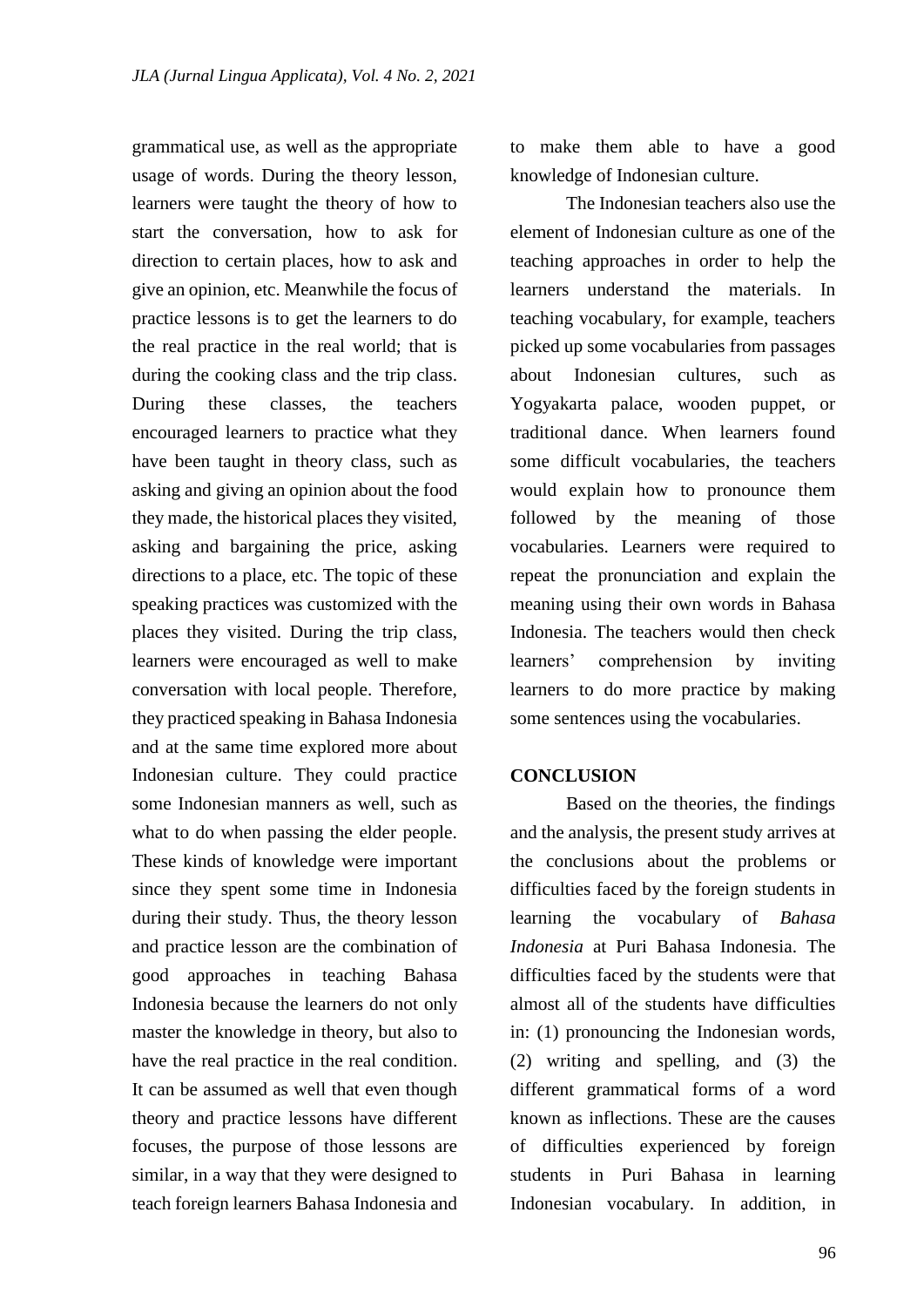grammatical use, as well as the appropriate usage of words. During the theory lesson, learners were taught the theory of how to start the conversation, how to ask for direction to certain places, how to ask and give an opinion, etc. Meanwhile the focus of practice lessons is to get the learners to do the real practice in the real world; that is during the cooking class and the trip class. During these classes, the teachers encouraged learners to practice what they have been taught in theory class, such as asking and giving an opinion about the food they made, the historical places they visited, asking and bargaining the price, asking directions to a place, etc. The topic of these speaking practices was customized with the places they visited. During the trip class, learners were encouraged as well to make conversation with local people. Therefore, they practiced speaking in Bahasa Indonesia and at the same time explored more about Indonesian culture. They could practice some Indonesian manners as well, such as what to do when passing the elder people. These kinds of knowledge were important since they spent some time in Indonesia during their study. Thus, the theory lesson and practice lesson are the combination of good approaches in teaching Bahasa Indonesia because the learners do not only master the knowledge in theory, but also to have the real practice in the real condition. It can be assumed as well that even though theory and practice lessons have different focuses, the purpose of those lessons are similar, in a way that they were designed to teach foreign learners Bahasa Indonesia and to make them able to have a good knowledge of Indonesian culture.

The Indonesian teachers also use the element of Indonesian culture as one of the teaching approaches in order to help the learners understand the materials. In teaching vocabulary, for example, teachers picked up some vocabularies from passages about Indonesian cultures, such as Yogyakarta palace, wooden puppet, or traditional dance. When learners found some difficult vocabularies, the teachers would explain how to pronounce them followed by the meaning of those vocabularies. Learners were required to repeat the pronunciation and explain the meaning using their own words in Bahasa Indonesia. The teachers would then check learners' comprehension by inviting learners to do more practice by making some sentences using the vocabularies.

## CONCLUSION

Based on the theories, the findings and the analysis, the present study arrives at the conclusions about the problems or difficulties faced by the foreign students in learning the vocabulary of *Bahasa Indonesia* at Puri Bahasa Indonesia. The difficulties faced by the students were that almost all of the students have difficulties in: (1) pronouncing the Indonesian words, (2) writing and spelling, and (3) the different grammatical forms of a word known as inflections. These are the causes of difficulties experienced by foreign students in Puri Bahasa in learning Indonesian vocabulary. In addition, in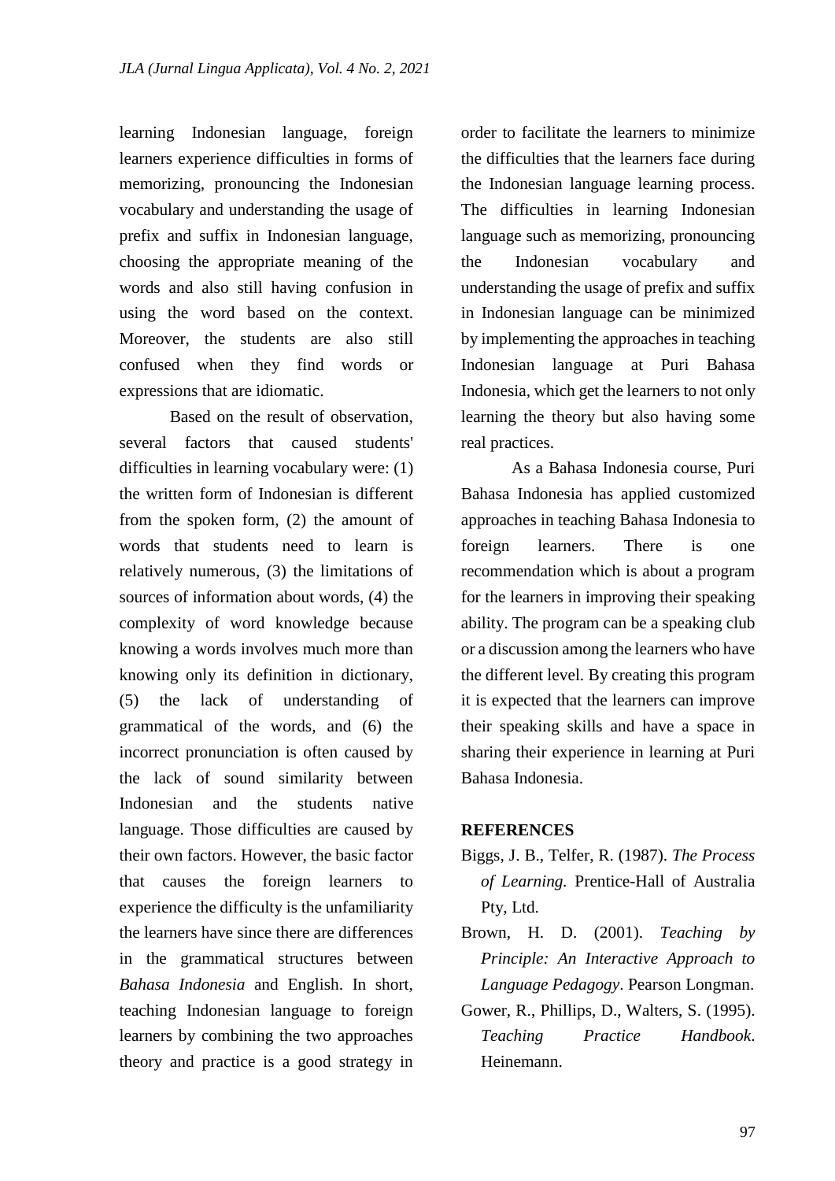learning Indonesian language, foreign learners experience difficulties in forms of memorizing, pronouncing the Indonesian vocabulary and understanding the usage of prefix and suffix in Indonesian language, choosing the appropriate meaning of the words and also still having confusion in using the word based on the context. Moreover, the students are also still confused when they find words or expressions that are idiomatic.

Based on the result of observation, several factors that caused students' difficulties in learning vocabulary were: (1) the written form of Indonesian is different from the spoken form, (2) the amount of words that students need to learn is relatively numerous, (3) the limitations of sources of information about words, (4) the complexity of word knowledge because knowing a words involves much more than knowing only its definition in dictionary, (5) the lack of understanding of grammatical of the words, and (6) the incorrect pronunciation is often caused by the lack of sound similarity between Indonesian and the students native language. Those difficulties are caused by their own factors. However, the basic factor that causes the foreign learners to experience the difficulty is the unfamiliarity the learners have since there are differences in the grammatical structures between *Bahasa Indonesia* and English. In short, teaching Indonesian language to foreign learners by combining the two approaches theory and practice is a good strategy in order to facilitate the learners to minimize the difficulties that the learners face during the Indonesian language learning process. The difficulties in learning Indonesian language such as memorizing, pronouncing the Indonesian vocabulary and understanding the usage of prefix and suffix in Indonesian language can be minimized by implementing the approaches in teaching Indonesian language at Puri Bahasa Indonesia, which get the learners to not only learning the theory but also having some real practices.

As a Bahasa Indonesia course, Puri Bahasa Indonesia has applied customized approaches in teaching Bahasa Indonesia to foreign learners. There is one recommendation which is about a program for the learners in improving their speaking ability. The program can be a speaking club or a discussion among the learners who have the different level. By creating this program it is expected that the learners can improve their speaking skills and have a space in sharing their experience in learning at Puri Bahasa Indonesia.

## REFERENCES

Biggs, J. B., Telfer, R. (1987). *The Process of Learning.* Prentice-Hall of Australia Pty, Ltd.

Brown, H. D. (2001). *Teaching by Principle: An Interactive Approach to Language Pedagogy*. Pearson Longman.

Gower, R., Phillips, D., Walters, S. (1995). *Teaching Practice Handbook*. Heinemann.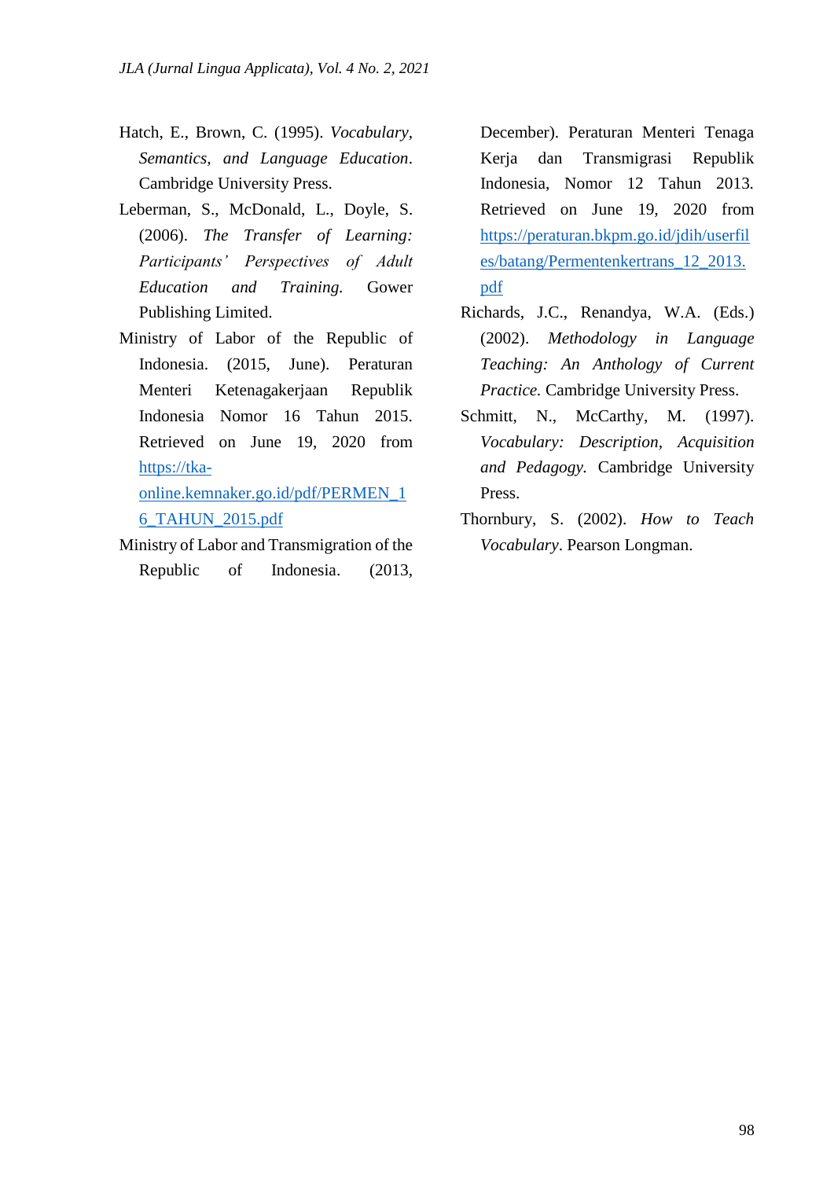Hatch, E., Brown, C. (1995). *Vocabulary, Semantics, and Language Education*. Cambridge University Press.

Leberman, S., McDonald, L., Doyle, S. (2006). *The Transfer of Learning: Participants' Perspectives of Adult Education and Training.* Gower Publishing Limited.

Ministry of Labor of the Republic of Indonesia. (2015, June). Peraturan Menteri Ketenagakerjaan Republik Indonesia Nomor 16 Tahun 2015. Retrieved on June 19, 2020 from https://tka-online.kemnaker.go.id/pdf/PERMEN_16_TAHUN_2015.pdf

Ministry of Labor and Transmigration of the Republic of Indonesia. (2013, December). Peraturan Menteri Tenaga Kerja dan Transmigrasi Republik Indonesia, Nomor 12 Tahun 2013. Retrieved on June 19, 2020 from https://peraturan.bkpm.go.id/jdih/userfiles/batang/Permentenkertrans_12_2013.pdf

Richards, J.C., Renandya, W.A. (Eds.) (2002). *Methodology in Language Teaching: An Anthology of Current Practice.* Cambridge University Press.

Schmitt, N., McCarthy, M. (1997). *Vocabulary: Description, Acquisition and Pedagogy.* Cambridge University Press.

Thornbury, S. (2002). *How to Teach Vocabulary*. Pearson Longman.